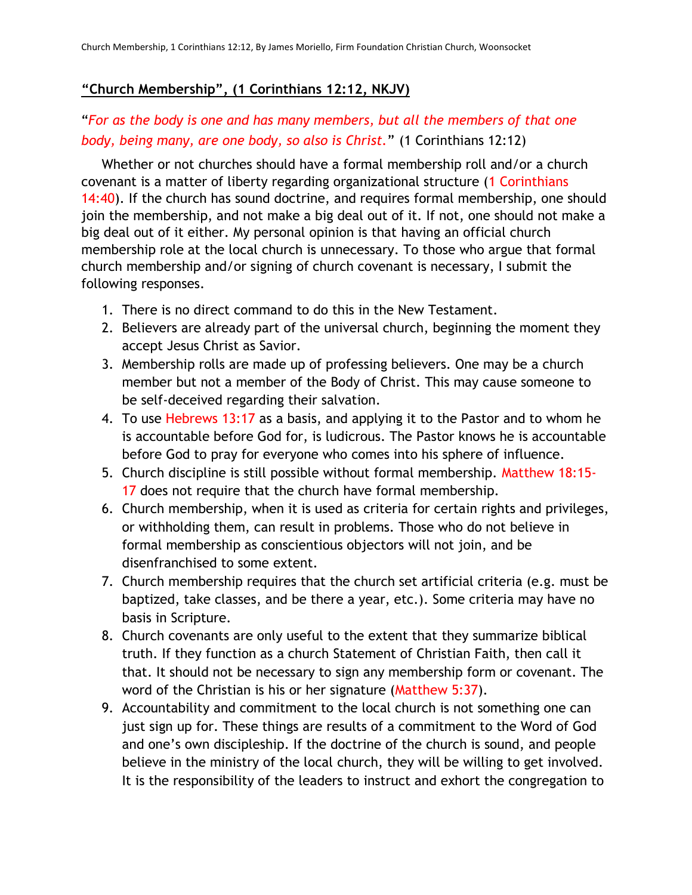## **"Church Membership", (1 Corinthians 12:12, NKJV)**

"*For as the body is one and has many members, but all the members of that one body, being many, are one body, so also is Christ.*" (1 Corinthians 12:12)

Whether or not churches should have a formal membership roll and/or a church covenant is a matter of liberty regarding organizational structure (1 Corinthians 14:40). If the church has sound doctrine, and requires formal membership, one should join the membership, and not make a big deal out of it. If not, one should not make a big deal out of it either. My personal opinion is that having an official church membership role at the local church is unnecessary. To those who argue that formal church membership and/or signing of church covenant is necessary, I submit the following responses.

1. There is no direct command to do this in the New Testament.
2. Believers are already part of the universal church, beginning the moment they accept Jesus Christ as Savior.
3. Membership rolls are made up of professing believers. One may be a church member but not a member of the Body of Christ. This may cause someone to be self-deceived regarding their salvation.
4. To use Hebrews 13:17 as a basis, and applying it to the Pastor and to whom he is accountable before God for, is ludicrous. The Pastor knows he is accountable before God to pray for everyone who comes into his sphere of influence.
5. Church discipline is still possible without formal membership. Matthew 18:15-17 does not require that the church have formal membership.
6. Church membership, when it is used as criteria for certain rights and privileges, or withholding them, can result in problems. Those who do not believe in formal membership as conscientious objectors will not join, and be disenfranchised to some extent.
7. Church membership requires that the church set artificial criteria (e.g. must be baptized, take classes, and be there a year, etc.). Some criteria may have no basis in Scripture.
8. Church covenants are only useful to the extent that they summarize biblical truth. If they function as a church Statement of Christian Faith, then call it that. It should not be necessary to sign any membership form or covenant. The word of the Christian is his or her signature (Matthew 5:37).
9. Accountability and commitment to the local church is not something one can just sign up for. These things are results of a commitment to the Word of God and one's own discipleship. If the doctrine of the church is sound, and people believe in the ministry of the local church, they will be willing to get involved. It is the responsibility of the leaders to instruct and exhort the congregation to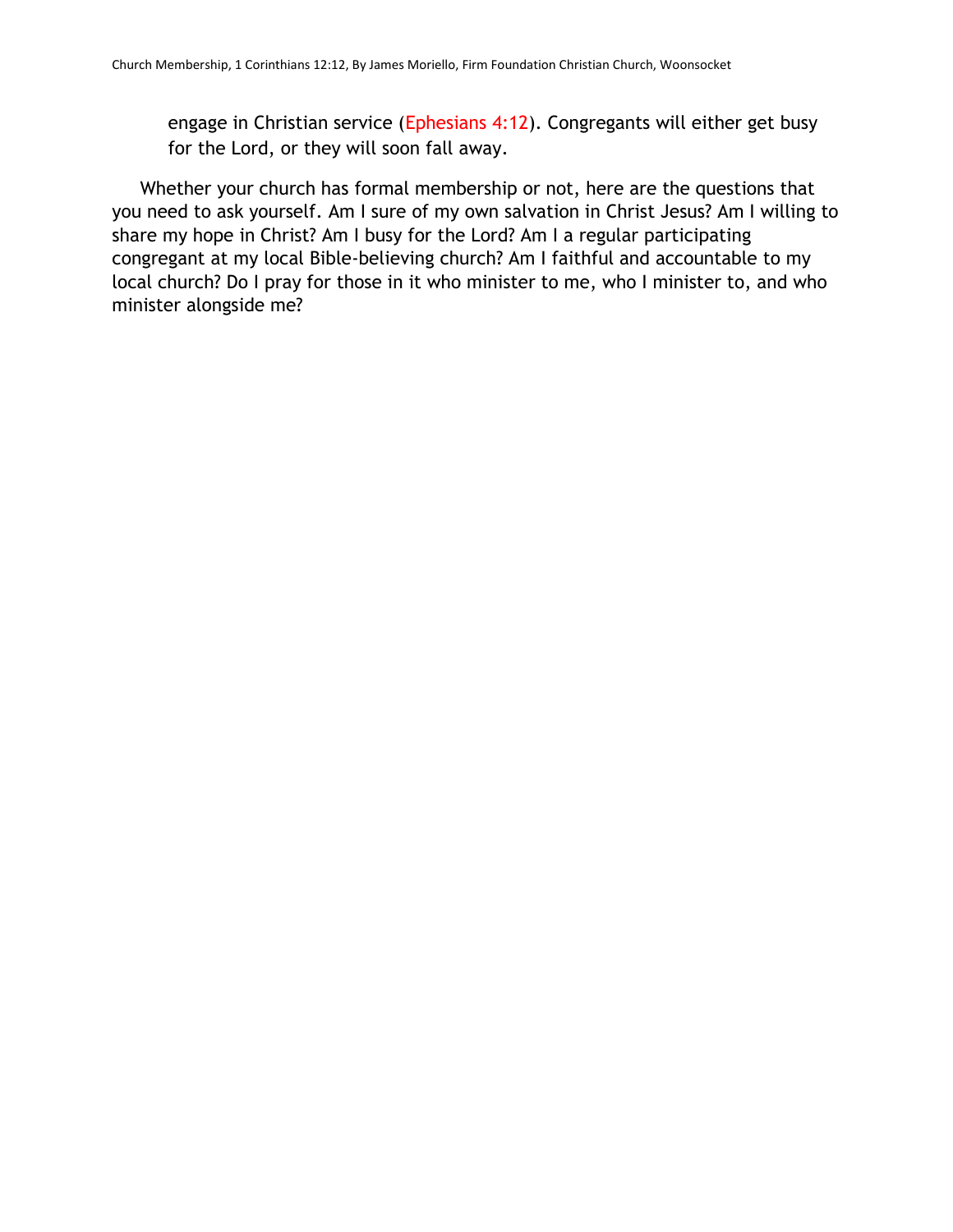engage in Christian service (Ephesians 4:12). Congregants will either get busy for the Lord, or they will soon fall away.

Whether your church has formal membership or not, here are the questions that you need to ask yourself. Am I sure of my own salvation in Christ Jesus? Am I willing to share my hope in Christ? Am I busy for the Lord? Am I a regular participating congregant at my local Bible-believing church? Am I faithful and accountable to my local church? Do I pray for those in it who minister to me, who I minister to, and who minister alongside me?